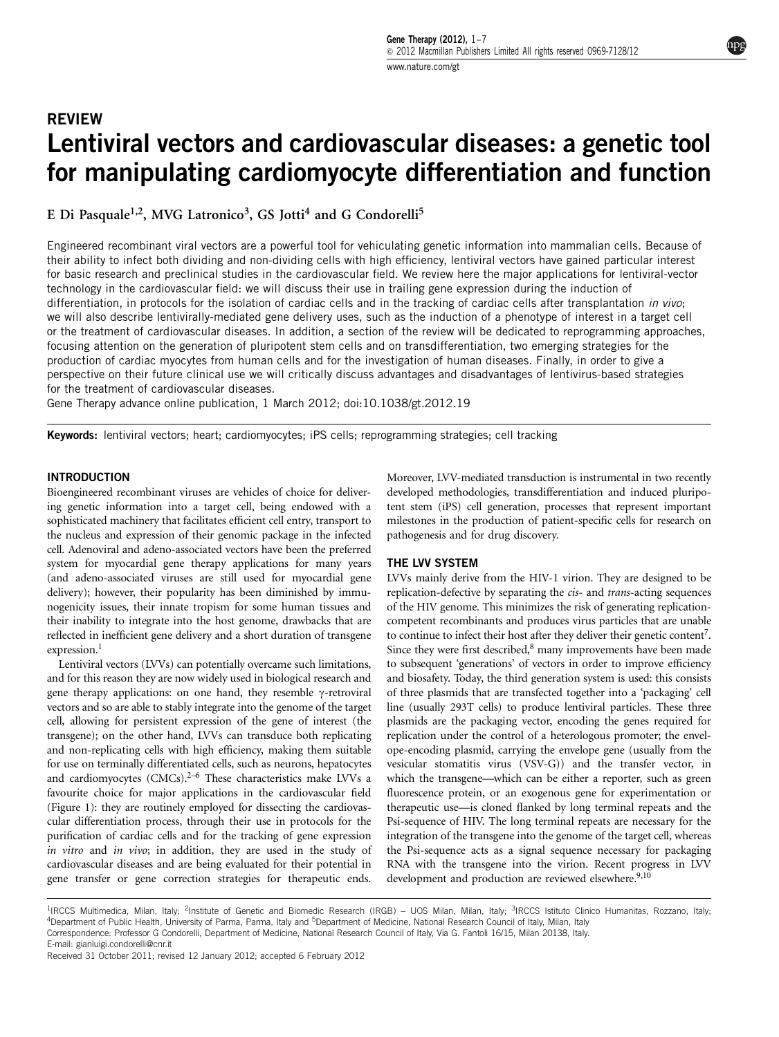REVIEW

# Lentiviral vectors and cardiovascular diseases: a genetic tool for manipulating cardiomyocyte differentiation and function

E Di Pasquale[1,2], MVG Latronico[3], GS Jotti[4] and G Condorelli[5]

Engineered recombinant viral vectors are a powerful tool for vehiculating genetic information into mammalian cells. Because of their ability to infect both dividing and non-dividing cells with high efficiency, lentiviral vectors have gained particular interest for basic research and preclinical studies in the cardiovascular field. We review here the major applications for lentiviral-vector technology in the cardiovascular field: we will discuss their use in trailing gene expression during the induction of differentiation, in protocols for the isolation of cardiac cells and in the tracking of cardiac cells after transplantation *in vivo*; we will also describe lentivirally-mediated gene delivery uses, such as the induction of a phenotype of interest in a target cell or the treatment of cardiovascular diseases. In addition, a section of the review will be dedicated to reprogramming approaches, focusing attention on the generation of pluripotent stem cells and on transdifferentiation, two emerging strategies for the production of cardiac myocytes from human cells and for the investigation of human diseases. Finally, in order to give a perspective on their future clinical use we will critically discuss advantages and disadvantages of lentivirus-based strategies for the treatment of cardiovascular diseases.

Gene Therapy advance online publication, 1 March 2012; doi:10.1038/gt.2012.19

**Keywords:** lentiviral vectors; heart; cardiomyocytes; iPS cells; reprogramming strategies; cell tracking

## INTRODUCTION

Bioengineered recombinant viruses are vehicles of choice for delivering genetic information into a target cell, being endowed with a sophisticated machinery that facilitates efficient cell entry, transport to the nucleus and expression of their genomic package in the infected cell. Adenoviral and adeno-associated vectors have been the preferred system for myocardial gene therapy applications for many years (and adeno-associated viruses are still used for myocardial gene delivery); however, their popularity has been diminished by immunogenicity issues, their innate tropism for some human tissues and their inability to integrate into the host genome, drawbacks that are reflected in inefficient gene delivery and a short duration of transgene expression.[1]

Lentiviral vectors (LVVs) can potentially overcame such limitations, and for this reason they are now widely used in biological research and gene therapy applications: on one hand, they resemble γ-retroviral vectors and so are able to stably integrate into the genome of the target cell, allowing for persistent expression of the gene of interest (the transgene); on the other hand, LVVs can transduce both replicating and non-replicating cells with high efficiency, making them suitable for use on terminally differentiated cells, such as neurons, hepatocytes and cardiomyocytes (CMCs).[2–6] These characteristics make LVVs a favourite choice for major applications in the cardiovascular field (Figure 1): they are routinely employed for dissecting the cardiovascular differentiation process, through their use in protocols for the purification of cardiac cells and for the tracking of gene expression *in vitro* and *in vivo*; in addition, they are used in the study of cardiovascular diseases and are being evaluated for their potential in gene transfer or gene correction strategies for therapeutic ends. Moreover, LVV-mediated transduction is instrumental in two recently developed methodologies, transdifferentiation and induced pluripotent stem (iPS) cell generation, processes that represent important milestones in the production of patient-specific cells for research on pathogenesis and for drug discovery.

## THE LVV SYSTEM

LVVs mainly derive from the HIV-1 virion. They are designed to be replication-defective by separating the *cis*- and *trans*-acting sequences of the HIV genome. This minimizes the risk of generating replication-competent recombinants and produces virus particles that are unable to continue to infect their host after they deliver their genetic content[7]. Since they were first described,[8] many improvements have been made to subsequent 'generations' of vectors in order to improve efficiency and biosafety. Today, the third generation system is used: this consists of three plasmids that are transfected together into a 'packaging' cell line (usually 293T cells) to produce lentiviral particles. These three plasmids are the packaging vector, encoding the genes required for replication under the control of a heterologous promoter; the envelope-encoding plasmid, carrying the envelope gene (usually from the vesicular stomatitis virus (VSV-G)) and the transfer vector, in which the transgene—which can be either a reporter, such as green fluorescence protein, or an exogenous gene for experimentation or therapeutic use—is cloned flanked by long terminal repeats and the Psi-sequence of HIV. The long terminal repeats are necessary for the integration of the transgene into the genome of the target cell, whereas the Psi-sequence acts as a signal sequence necessary for packaging RNA with the transgene into the virion. Recent progress in LVV development and production are reviewed elsewhere.[9,10]

[1]IRCCS Multimedica, Milan, Italy; [2]Institute of Genetic and Biomedic Research (IRGB) – UOS Milan, Milan, Italy; [3]IRCCS Istituto Clinico Humanitas, Rozzano, Italy; [4]Department of Public Health, University of Parma, Parma, Italy and [5]Department of Medicine, National Research Council of Italy, Milan, Italy
Correspondence: Professor G Condorelli, Department of Medicine, National Research Council of Italy, Via G. Fantoli 16/15, Milan 20138, Italy.
E-mail: gianluigi.condorelli@cnr.it
Received 31 October 2011; revised 12 January 2012; accepted 6 February 2012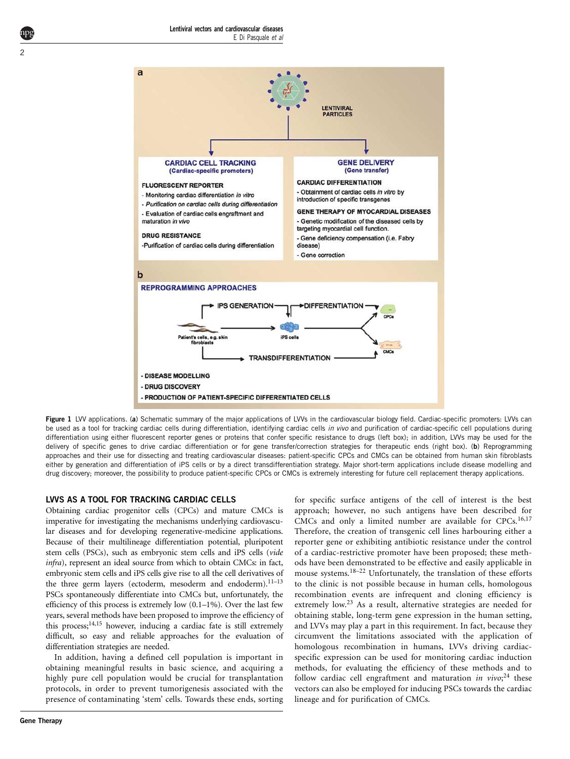a

LENTIVIRAL PARTICLES

CARDIAC CELL TRACKING
(Cardiac-specific promoters)

FLUORESCENT REPORTER
- Monitoring cardiac differentiation *in vitro*
- *Purification on cardiac cells during differentiation*
- Evaluation of cardiac cells engraftment and maturation *in vivo*

DRUG RESISTANCE
-Purification of cardiac cells during differentiation

GENE DELIVERY
(Gene transfer)

CARDIAC DIFFERENTIATION
- Obtainment of cardiac cells *in vitro* by introduction of specific transgenes

GENE THERAPY OF MYOCARDIAL DISEASES
- Genetic modification of the diseased cells by targeting myocardial cell function.
- Gene deficiency compensation (i.e. Fabry disease)
- Gene correction

b

REPROGRAMMING APPROACHES

IPS GENERATION

DIFFERENTIATION

CPCs

Patient's cells, e.g. skin fibroblasts

iPS cells

CMCs

TRANSDIFFERENTIATION

- DISEASE MODELLING
- DRUG DISCOVERY
- PRODUCTION OF PATIENT-SPECIFIC DIFFERENTIATED CELLS

**Figure 1** LVV applications. (**a**) Schematic summary of the major applications of LVVs in the cardiovascular biology field. Cardiac-specific promoters: LVVs can be used as a tool for tracking cardiac cells during differentiation, identifying cardiac cells *in vivo* and purification of cardiac-specific cell populations during differentiation using either fluorescent reporter genes or proteins that confer specific resistance to drugs (left box); in addition, LVVs may be used for the delivery of specific genes to drive cardiac differentiation or for gene transfer/correction strategies for therapeutic ends (right box). (**b**) Reprogramming approaches and their use for dissecting and treating cardiovascular diseases: patient-specific CPCs and CMCs can be obtained from human skin fibroblasts either by generation and differentiation of iPS cells or by a direct transdifferentiation strategy. Major short-term applications include disease modelling and drug discovery; moreover, the possibility to produce patient-specific CPCs or CMCs is extremely interesting for future cell replacement therapy applications.

## LVVS AS A TOOL FOR TRACKING CARDIAC CELLS

Obtaining cardiac progenitor cells (CPCs) and mature CMCs is imperative for investigating the mechanisms underlying cardiovascular diseases and for developing regenerative-medicine applications. Because of their multilineage differentiation potential, pluripotent stem cells (PSCs), such as embryonic stem cells and iPS cells (*vide infra*), represent an ideal source from which to obtain CMCs: in fact, embryonic stem cells and iPS cells give rise to all the cell derivatives of the three germ layers (ectoderm, mesoderm and endoderm).[11–13] PSCs spontaneously differentiate into CMCs but, unfortunately, the efficiency of this process is extremely low (0.1–1%). Over the last few years, several methods have been proposed to improve the efficiency of this process;[14,15] however, inducing a cardiac fate is still extremely difficult, so easy and reliable approaches for the evaluation of differentiation strategies are needed.

In addition, having a defined cell population is important in obtaining meaningful results in basic science, and acquiring a highly pure cell population would be crucial for transplantation protocols, in order to prevent tumorigenesis associated with the presence of contaminating 'stem' cells. Towards these ends, sorting for specific surface antigens of the cell of interest is the best approach; however, no such antigens have been described for CMCs and only a limited number are available for CPCs.[16,17] Therefore, the creation of transgenic cell lines harbouring either a reporter gene or exhibiting antibiotic resistance under the control of a cardiac-restrictive promoter have been proposed; these methods have been demonstrated to be effective and easily applicable in mouse systems.[18–22] Unfortunately, the translation of these efforts to the clinic is not possible because in human cells, homologous recombination events are infrequent and cloning efficiency is extremely low.[23] As a result, alternative strategies are needed for obtaining stable, long-term gene expression in the human setting, and LVVs may play a part in this requirement. In fact, because they circumvent the limitations associated with the application of homologous recombination in humans, LVVs driving cardiac-specific expression can be used for monitoring cardiac induction methods, for evaluating the efficiency of these methods and to follow cardiac cell engraftment and maturation *in vivo*;[24] these vectors can also be employed for inducing PSCs towards the cardiac lineage and for purification of CMCs.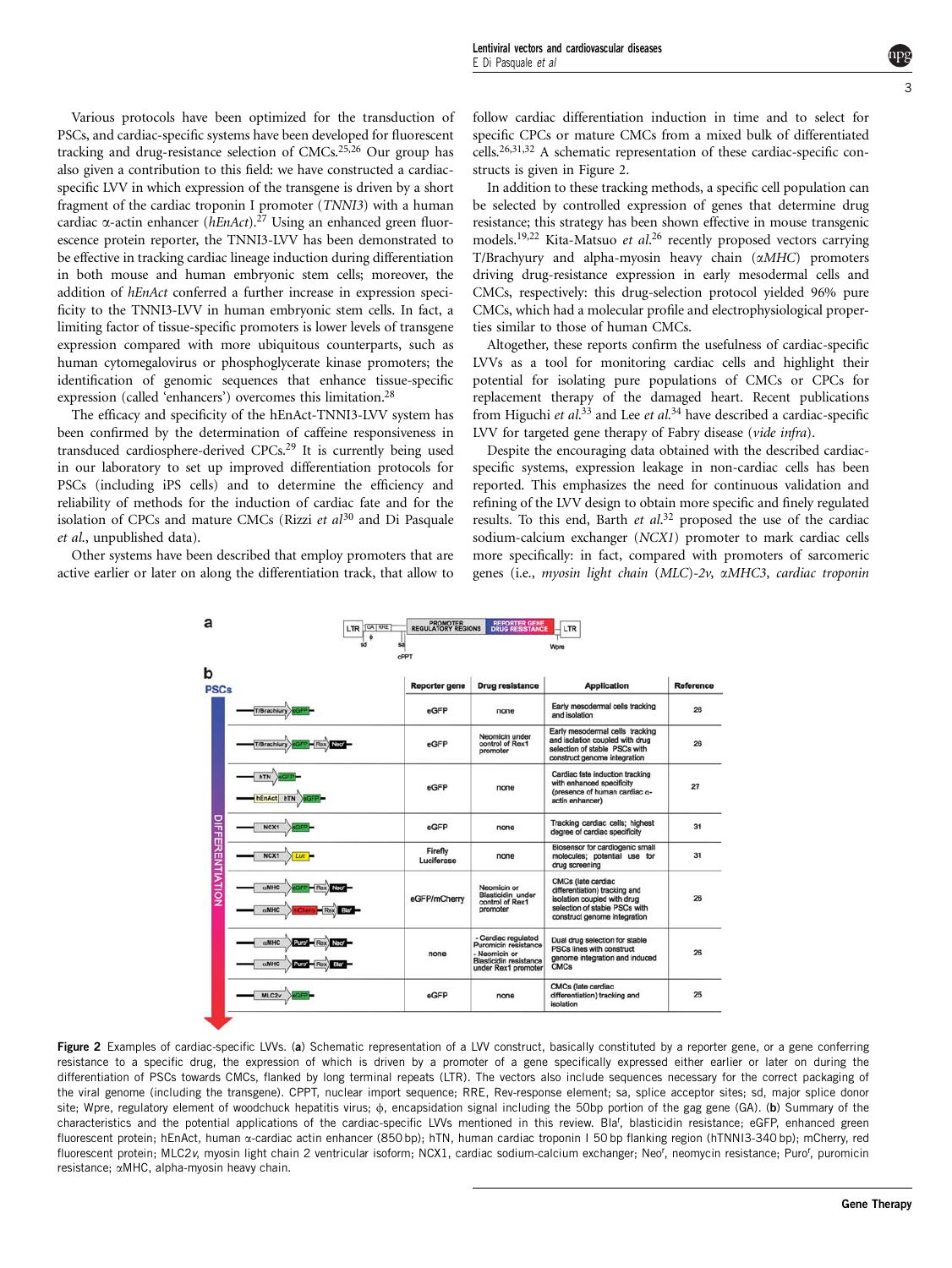Various protocols have been optimized for the transduction of PSCs, and cardiac-specific systems have been developed for fluorescent tracking and drug-resistance selection of CMCs.[25,26] Our group has also given a contribution to this field: we have constructed a cardiac-specific LVV in which expression of the transgene is driven by a short fragment of the cardiac troponin I promoter (*TNNI3*) with a human cardiac α-actin enhancer (*hEnAct*).[27] Using an enhanced green fluorescence protein reporter, the TNNI3-LVV has been demonstrated to be effective in tracking cardiac lineage induction during differentiation in both mouse and human embryonic stem cells; moreover, the addition of *hEnAct* conferred a further increase in expression specificity to the TNNI3-LVV in human embryonic stem cells. In fact, a limiting factor of tissue-specific promoters is lower levels of transgene expression compared with more ubiquitous counterparts, such as human cytomegalovirus or phosphoglycerate kinase promoters; the identification of genomic sequences that enhance tissue-specific expression (called 'enhancers') overcomes this limitation.[28]

The efficacy and specificity of the hEnAct-TNNI3-LVV system has been confirmed by the determination of caffeine responsiveness in transduced cardiosphere-derived CPCs.[29] It is currently being used in our laboratory to set up improved differentiation protocols for PSCs (including iPS cells) and to determine the efficiency and reliability of methods for the induction of cardiac fate and for the isolation of CPCs and mature CMCs (Rizzi *et al*[30] and Di Pasquale *et al.*, unpublished data).

Other systems have been described that employ promoters that are active earlier or later on along the differentiation track, that allow to follow cardiac differentiation induction in time and to select for specific CPCs or mature CMCs from a mixed bulk of differentiated cells.[26,31,32] A schematic representation of these cardiac-specific constructs is given in Figure 2.

In addition to these tracking methods, a specific cell population can be selected by controlled expression of genes that determine drug resistance; this strategy has been shown effective in mouse transgenic models.[19,22] Kita-Matsuo *et al.*[26] recently proposed vectors carrying T/Brachyury and alpha-myosin heavy chain (α*MHC*) promoters driving drug-resistance expression in early mesodermal cells and CMCs, respectively: this drug-selection protocol yielded 96% pure CMCs, which had a molecular profile and electrophysiological properties similar to those of human CMCs.

Altogether, these reports confirm the usefulness of cardiac-specific LVVs as a tool for monitoring cardiac cells and highlight their potential for isolating pure populations of CMCs or CPCs for replacement therapy of the damaged heart. Recent publications from Higuchi *et al.*[33] and Lee *et al.*[34] have described a cardiac-specific LVV for targeted gene therapy of Fabry disease (*vide infra*).

Despite the encouraging data obtained with the described cardiac-specific systems, expression leakage in non-cardiac cells has been reported. This emphasizes the need for continuous validation and refining of the LVV design to obtain more specific and finely regulated results. To this end, Barth *et al.*[32] proposed the use of the cardiac sodium-calcium exchanger (*NCX1*) promoter to mark cardiac cells more specifically: in fact, compared with promoters of sarcomeric genes (i.e., *myosin light chain* (*MLC*)-*2v*, α*MHC3*, *cardiac troponin*

a

LTR | GA | RRE | PROMOTER REGULATORY REGIONS | REPORTER GENE DRUG RESISTANCE | LTR

sd φ sa cPPT Wpre

b

PSCs — DIFFERENTIATION

| Construct | Reporter gene | Drug resistance | Application | Reference |
|---|---|---|---|---|
| T/Brachiury – eGFP | eGFP | none | Early mesodermal cells tracking and isolation | 26 |
| T/Brachiury – eGFP – Rex – Neo$^r$ | eGFP | Neomicin under control of Rex1 promoter | Early mesodermal cells tracking and isolation coupled with drug selection of stable PSCs with construct genome integration | 26 |
| hTN – eGFP; hEnAct – hTN – eGFP | eGFP | none | Cardiac fate induction tracking with enhanced specificity (presence of human cardiac α-actin enhancer) | 27 |
| NCX1 – eGFP | eGFP | none | Tracking cardiac cells; highest degree of cardiac specificity | 31 |
| NCX1 – Luc | Firefly Luciferase | none | Biosensor for cardiogenic small molecules; potential use for drug screening | 31 |
| αMHC – eGFP – Rex – Neo$^r$; αMHC – mCherry – Rex – Bla$^r$ | eGFP/mCherry | Neomicin or Blasticidin under control of Rex1 promoter | CMCs (late cardiac differentiation) tracking and isolation coupled with drug selection of stable PSCs with construct genome integration | 26 |
| αMHC – Puro$^r$ – Rex – Neo$^r$; αMHC – Puro$^r$ – Rex – Bla$^r$ | none | - Cardiac regulated Puromicin resistance - Neomicin or Blasticidin resistance under Rex1 promoter | Dual drug selection for stable PSCs lines with construct genome integration and induced CMCs | 26 |
| MLC2v – eGFP | eGFP | none | CMCs (late cardiac differentiation) tracking and isolation | 25 |

**Figure 2** Examples of cardiac-specific LVVs. (**a**) Schematic representation of a LVV construct, basically constituted by a reporter gene, or a gene conferring resistance to a specific drug, the expression of which is driven by a promoter of a gene specifically expressed either earlier or later on during the differentiation of PSCs towards CMCs, flanked by long terminal repeats (LTR). The vectors also include sequences necessary for the correct packaging of the viral genome (including the transgene). CPPT, nuclear import sequence; RRE, Rev-response element; sa, splice acceptor sites; sd, major splice donor site; Wpre, regulatory element of woodchuck hepatitis virus; ϕ, encapsidation signal including the 50bp portion of the gag gene (GA). (**b**) Summary of the characteristics and the potential applications of the cardiac-specific LVVs mentioned in this review. Bla$^r$, blasticidin resistance; eGFP, enhanced green fluorescent protein; hEnAct, human α-cardiac actin enhancer (850 bp); hTN, human cardiac troponin I 50 bp flanking region (hTNNI3-340 bp); mCherry, red fluorescent protein; MLC2v, myosin light chain 2 ventricular isoform; NCX1, cardiac sodium-calcium exchanger; Neo$^r$, neomycin resistance; Puro$^r$, puromicin resistance; αMHC, alpha-myosin heavy chain.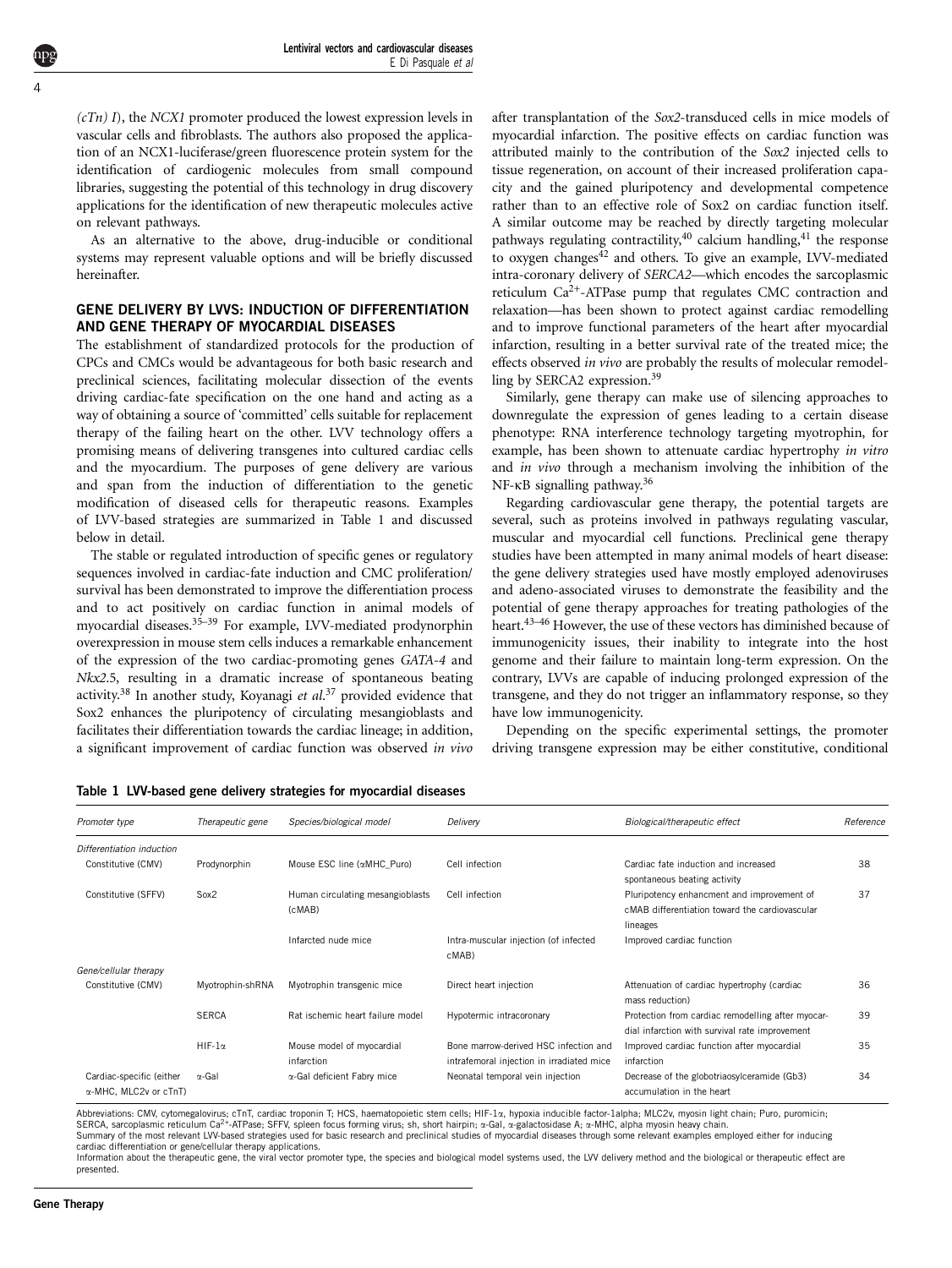*(cTn) I*), the *NCX1* promoter produced the lowest expression levels in vascular cells and fibroblasts. The authors also proposed the application of an NCX1-luciferase/green fluorescence protein system for the identification of cardiogenic molecules from small compound libraries, suggesting the potential of this technology in drug discovery applications for the identification of new therapeutic molecules active on relevant pathways.

As an alternative to the above, drug-inducible or conditional systems may represent valuable options and will be briefly discussed hereinafter.

## GENE DELIVERY BY LVVS: INDUCTION OF DIFFERENTIATION AND GENE THERAPY OF MYOCARDIAL DISEASES

The establishment of standardized protocols for the production of CPCs and CMCs would be advantageous for both basic research and preclinical sciences, facilitating molecular dissection of the events driving cardiac-fate specification on the one hand and acting as a way of obtaining a source of 'committed' cells suitable for replacement therapy of the failing heart on the other. LVV technology offers a promising means of delivering transgenes into cultured cardiac cells and the myocardium. The purposes of gene delivery are various and span from the induction of differentiation to the genetic modification of diseased cells for therapeutic reasons. Examples of LVV-based strategies are summarized in Table 1 and discussed below in detail.

The stable or regulated introduction of specific genes or regulatory sequences involved in cardiac-fate induction and CMC proliferation/survival has been demonstrated to improve the differentiation process and to act positively on cardiac function in animal models of myocardial diseases.[35–39] For example, LVV-mediated prodynorphin overexpression in mouse stem cells induces a remarkable enhancement of the expression of the two cardiac-promoting genes *GATA-4* and *Nkx2.5*, resulting in a dramatic increase of spontaneous beating activity.[38] In another study, Koyanagi *et al.*[37] provided evidence that Sox2 enhances the pluripotency of circulating mesangioblasts and facilitates their differentiation towards the cardiac lineage; in addition, a significant improvement of cardiac function was observed *in vivo* after transplantation of the *Sox2*-transduced cells in mice models of myocardial infarction. The positive effects on cardiac function was attributed mainly to the contribution of the *Sox2* injected cells to tissue regeneration, on account of their increased proliferation capacity and the gained pluripotency and developmental competence rather than to an effective role of Sox2 on cardiac function itself. A similar outcome may be reached by directly targeting molecular pathways regulating contractility,[40] calcium handling,[41] the response to oxygen changes[42] and others. To give an example, LVV-mediated intra-coronary delivery of *SERCA2*—which encodes the sarcoplasmic reticulum $Ca^{2+}$-ATPase pump that regulates CMC contraction and relaxation—has been shown to protect against cardiac remodelling and to improve functional parameters of the heart after myocardial infarction, resulting in a better survival rate of the treated mice; the effects observed *in vivo* are probably the results of molecular remodelling by SERCA2 expression.[39]

Similarly, gene therapy can make use of silencing approaches to downregulate the expression of genes leading to a certain disease phenotype: RNA interference technology targeting myotrophin, for example, has been shown to attenuate cardiac hypertrophy *in vitro* and *in vivo* through a mechanism involving the inhibition of the NF-κB signalling pathway.[36]

Regarding cardiovascular gene therapy, the potential targets are several, such as proteins involved in pathways regulating vascular, muscular and myocardial cell functions. Preclinical gene therapy studies have been attempted in many animal models of heart disease: the gene delivery strategies used have mostly employed adenoviruses and adeno-associated viruses to demonstrate the feasibility and the potential of gene therapy approaches for treating pathologies of the heart.[43–46] However, the use of these vectors has diminished because of immunogenicity issues, their inability to integrate into the host genome and their failure to maintain long-term expression. On the contrary, LVVs are capable of inducing prolonged expression of the transgene, and they do not trigger an inflammatory response, so they have low immunogenicity.

Depending on the specific experimental settings, the promoter driving transgene expression may be either constitutive, conditional

**Table 1 LVV-based gene delivery strategies for myocardial diseases**

| *Promoter type* | *Therapeutic gene* | *Species/biological model* | *Delivery* | *Biological/therapeutic effect* | *Reference* |
|---|---|---|---|---|---|
| *Differentiation induction* | | | | | |
| Constitutive (CMV) | Prodynorphin | Mouse ESC line (αMHC_Puro) | Cell infection | Cardiac fate induction and increased spontaneous beating activity | 38 |
| Constitutive (SFFV) | Sox2 | Human circulating mesangioblasts (cMAB) | Cell infection | Pluripotency enhancment and improvement of cMAB differentiation toward the cardiovascular lineages | 37 |
| | | Infarcted nude mice | Intra-muscular injection (of infected cMAB) | Improved cardiac function | |
| *Gene/cellular therapy* | | | | | |
| Constitutive (CMV) | Myotrophin-shRNA | Myotrophin transgenic mice | Direct heart injection | Attenuation of cardiac hypertrophy (cardiac mass reduction) | 36 |
| | SERCA | Rat ischemic heart failure model | Hypotermic intracoronary | Protection from cardiac remodelling after myocardial infarction with survival rate improvement | 39 |
| | HIF-1α | Mouse model of myocardial infarction | Bone marrow-derived HSC infection and intrafemoral injection in irradiated mice | Improved cardiac function after myocardial infarction | 35 |
| Cardiac-specific (either α-MHC, MLC2v or cTnT) | α-Gal | α-Gal deficient Fabry mice | Neonatal temporal vein injection | Decrease of the globotriaosylceramide (Gb3) accumulation in the heart | 34 |

Abbreviations: CMV, cytomegalovirus; cTnT, cardiac troponin T; HCS, haematopoietic stem cells; HIF-1α, hypoxia inducible factor-1alpha; MLC2v, myosin light chain; Puro, puromicin; SERCA, sarcoplasmic reticulum $Ca^{2+}$-ATPase; SFFV, spleen focus forming virus; sh, short hairpin; α-Gal, α-galactosidase A; α-MHC, alpha myosin heavy chain.
Summary of the most relevant LVV-based strategies used for basic research and preclinical studies of myocardial diseases through some relevant examples employed either for inducing cardiac differentiation or gene/cellular therapy applications.
Information about the therapeutic gene, the viral vector promoter type, the species and biological model systems used, the LVV delivery method and the biological or therapeutic effect are presented.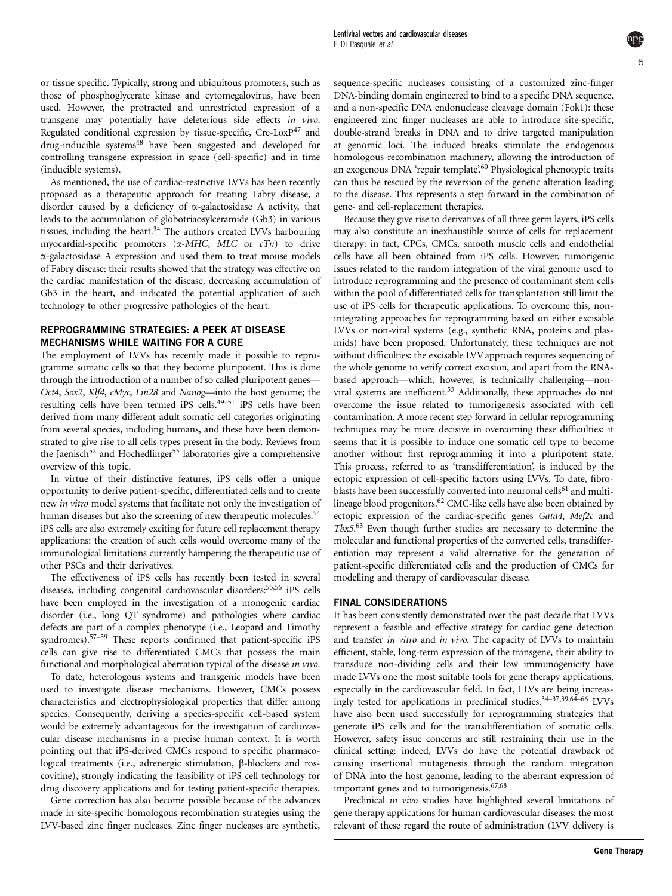or tissue specific. Typically, strong and ubiquitous promoters, such as those of phosphoglycerate kinase and cytomegalovirus, have been used. However, the protracted and unrestricted expression of a transgene may potentially have deleterious side effects *in vivo*. Regulated conditional expression by tissue-specific, Cre-LoxP[47] and drug-inducible systems[48] have been suggested and developed for controlling transgene expression in space (cell-specific) and in time (inducible systems).

As mentioned, the use of cardiac-restrictive LVVs has been recently proposed as a therapeutic approach for treating Fabry disease, a disorder caused by a deficiency of α-galactosidase A activity, that leads to the accumulation of globotriaosylceramide (Gb3) in various tissues, including the heart.[34] The authors created LVVs harbouring myocardial-specific promoters (*α-MHC*, *MLC* or *cTn*) to drive α-galactosidase A expression and used them to treat mouse models of Fabry disease: their results showed that the strategy was effective on the cardiac manifestation of the disease, decreasing accumulation of Gb3 in the heart, and indicated the potential application of such technology to other progressive pathologies of the heart.

## REPROGRAMMING STRATEGIES: A PEEK AT DISEASE MECHANISMS WHILE WAITING FOR A CURE

The employment of LVVs has recently made it possible to reprogramme somatic cells so that they become pluripotent. This is done through the introduction of a number of so called pluripotent genes—*Oct4*, *Sox2*, *Klf4*, *cMyc*, *Lin28* and *Nanog*—into the host genome; the resulting cells have been termed iPS cells.[49–51] iPS cells have been derived from many different adult somatic cell categories originating from several species, including humans, and these have been demonstrated to give rise to all cells types present in the body. Reviews from the Jaenisch[52] and Hochedlinger[53] laboratories give a comprehensive overview of this topic.

In virtue of their distinctive features, iPS cells offer a unique opportunity to derive patient-specific, differentiated cells and to create new *in vitro* model systems that facilitate not only the investigation of human diseases but also the screening of new therapeutic molecules.[54] iPS cells are also extremely exciting for future cell replacement therapy applications: the creation of such cells would overcome many of the immunological limitations currently hampering the therapeutic use of other PSCs and their derivatives.

The effectiveness of iPS cells has recently been tested in several diseases, including congenital cardiovascular disorders:[55,56] iPS cells have been employed in the investigation of a monogenic cardiac disorder (i.e., long QT syndrome) and pathologies where cardiac defects are part of a complex phenotype (i.e., Leopard and Timothy syndromes).[57–59] These reports confirmed that patient-specific iPS cells can give rise to differentiated CMCs that possess the main functional and morphological aberration typical of the disease *in vivo*.

To date, heterologous systems and transgenic models have been used to investigate disease mechanisms. However, CMCs possess characteristics and electrophysiological properties that differ among species. Consequently, deriving a species-specific cell-based system would be extremely advantageous for the investigation of cardiovascular disease mechanisms in a precise human context. It is worth pointing out that iPS-derived CMCs respond to specific pharmacological treatments (i.e., adrenergic stimulation, β-blockers and roscovitine), strongly indicating the feasibility of iPS cell technology for drug discovery applications and for testing patient-specific therapies.

Gene correction has also become possible because of the advances made in site-specific homologous recombination strategies using the LVV-based zinc finger nucleases. Zinc finger nucleases are synthetic, sequence-specific nucleases consisting of a customized zinc-finger DNA-binding domain engineered to bind to a specific DNA sequence, and a non-specific DNA endonuclease cleavage domain (Fok1): these engineered zinc finger nucleases are able to introduce site-specific, double-strand breaks in DNA and to drive targeted manipulation at genomic loci. The induced breaks stimulate the endogenous homologous recombination machinery, allowing the introduction of an exogenous DNA 'repair template'.[60] Physiological phenotypic traits can thus be rescued by the reversion of the genetic alteration leading to the disease. This represents a step forward in the combination of gene- and cell-replacement therapies.

Because they give rise to derivatives of all three germ layers, iPS cells may also constitute an inexhaustible source of cells for replacement therapy: in fact, CPCs, CMCs, smooth muscle cells and endothelial cells have all been obtained from iPS cells. However, tumorigenic issues related to the random integration of the viral genome used to introduce reprogramming and the presence of contaminant stem cells within the pool of differentiated cells for transplantation still limit the use of iPS cells for therapeutic applications. To overcome this, non-integrating approaches for reprogramming based on either excisable LVVs or non-viral systems (e.g., synthetic RNA, proteins and plasmids) have been proposed. Unfortunately, these techniques are not without difficulties: the excisable LVV approach requires sequencing of the whole genome to verify correct excision, and apart from the RNA-based approach—which, however, is technically challenging—non-viral systems are inefficient.[53] Additionally, these approaches do not overcome the issue related to tumorigenesis associated with cell contamination. A more recent step forward in cellular reprogramming techniques may be more decisive in overcoming these difficulties: it seems that it is possible to induce one somatic cell type to become another without first reprogramming it into a pluripotent state. This process, referred to as 'transdifferentiation', is induced by the ectopic expression of cell-specific factors using LVVs. To date, fibroblasts have been successfully converted into neuronal cells[61] and multi-lineage blood progenitors.[62] CMC-like cells have also been obtained by ectopic expression of the cardiac-specific genes *Gata4*, *Mef2c* and *Tbx5*.[63] Even though further studies are necessary to determine the molecular and functional properties of the converted cells, transdifferentiation may represent a valid alternative for the generation of patient-specific differentiated cells and the production of CMCs for modelling and therapy of cardiovascular disease.

## FINAL CONSIDERATIONS

It has been consistently demonstrated over the past decade that LVVs represent a feasible and effective strategy for cardiac gene detection and transfer *in vitro* and *in vivo*. The capacity of LVVs to maintain efficient, stable, long-term expression of the transgene, their ability to transduce non-dividing cells and their low immunogenicity have made LVVs one the most suitable tools for gene therapy applications, especially in the cardiovascular field. In fact, LLVs are being increasingly tested for applications in preclinical studies.[34–37,39,64–66] LVVs have also been used successfully for reprogramming strategies that generate iPS cells and for the transdifferentiation of somatic cells. However, safety issue concerns are still restraining their use in the clinical setting: indeed, LVVs do have the potential drawback of causing insertional mutagenesis through the random integration of DNA into the host genome, leading to the aberrant expression of important genes and to tumorigenesis.[67,68]

Preclinical *in vivo* studies have highlighted several limitations of gene therapy applications for human cardiovascular diseases: the most relevant of these regard the route of administration (LVV delivery is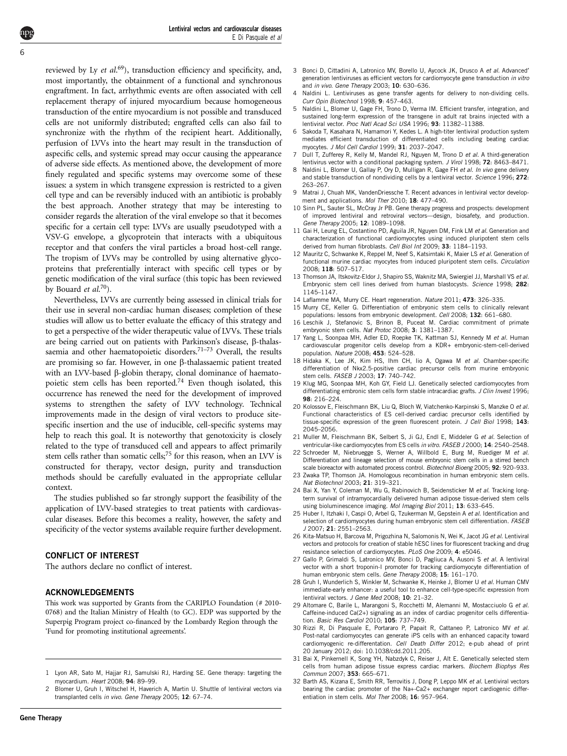reviewed by Ly *et al.*[69]), transduction efficiency and specificity, and, most importantly, the obtainment of a functional and synchronous engraftment. In fact, arrhythmic events are often associated with cell replacement therapy of injured myocardium because homogeneous transduction of the entire myocardium is not possible and transduced cells are not uniformly distributed; engrafted cells can also fail to synchronize with the rhythm of the recipient heart. Additionally, perfusion of LVVs into the heart may result in the transduction of aspecific cells, and systemic spread may occur causing the appearance of adverse side effects. As mentioned above, the development of more finely regulated and specific systems may overcome some of these issues: a system in which transgene expression is restricted to a given cell type and can be reversibly induced with an antibiotic is probably the best approach. Another strategy that may be interesting to consider regards the alteration of the viral envelope so that it becomes specific for a certain cell type: LVVs are usually pseudotyped with a VSV-G envelope, a glycoprotein that interacts with a ubiquitous receptor and that confers the viral particles a broad host-cell range. The tropism of LVVs may be controlled by using alternative glycoproteins that preferentially interact with specific cell types or by genetic modification of the viral surface (this topic has been reviewed by Bouard *et al.*[70]).

Nevertheless, LVVs are currently being assessed in clinical trials for their use in several non-cardiac human diseases; completion of these studies will allow us to better evaluate the efficacy of this strategy and to get a perspective of the wider therapeutic value of LVVs. These trials are being carried out on patients with Parkinson's disease, β-thalassaemia and other haematopoietic disorders.[71–73] Overall, the results are promising so far. However, in one β-thalassaemic patient treated with an LVV-based β-globin therapy, clonal dominance of haematopoietic stem cells has been reported.[74] Even though isolated, this occurrence has renewed the need for the development of improved systems to strengthen the safety of LVV technology. Technical improvements made in the design of viral vectors to produce site-specific insertion and the use of inducible, cell-specific systems may help to reach this goal. It is noteworthy that genotoxicity is closely related to the type of transduced cell and appears to affect primarily stem cells rather than somatic cells;[75] for this reason, when an LVV is constructed for therapy, vector design, purity and transduction methods should be carefully evaluated in the appropriate cellular context.

The studies published so far strongly support the feasibility of the application of LVV-based strategies to treat patients with cardiovascular diseases. Before this becomes a reality, however, the safety and specificity of the vector systems available require further development.

## CONFLICT OF INTEREST

The authors declare no conflict of interest.

## ACKNOWLEDGEMENTS

This work was supported by Grants from the CARIPLO Foundation (# 2010-0768) and the Italian Ministry of Health (to GC). EDP was supported by the Superpig Program project co-financed by the Lombardy Region through the 'Fund for promoting institutional agreements'.

1 Lyon AR, Sato M, Hajjar RJ, Samulski RJ, Harding SE. Gene therapy: targeting the myocardium. *Heart* 2008; **94**: 89–99.
2 Blomer U, Gruh I, Witschel H, Haverich A, Martin U. Shuttle of lentiviral vectors via transplanted cells *in vivo*. *Gene Therapy* 2005; **12**: 67–74.
3 Bonci D, Cittadini A, Latronico MV, Borello U, Aycock JK, Drusco A *et al.* Advanced' generation lentiviruses as efficient vectors for cardiomyocyte gene transduction *in vitro* and *in vivo*. *Gene Therapy* 2003; **10**: 630–636.
4 Naldini L. Lentiviruses as gene transfer agents for delivery to non-dividing cells. *Curr Opin Biotechnol* 1998; **9**: 457–463.
5 Naldini L, Blomer U, Gage FH, Trono D, Verma IM. Efficient transfer, integration, and sustained long-term expression of the transgene in adult rat brains injected with a lentiviral vector. *Proc Natl Acad Sci USA* 1996; **93**: 11382–11388.
6 Sakoda T, Kasahara N, Hamamori Y, Kedes L. A high-titer lentiviral production system mediates efficient transduction of differentiated cells including beating cardiac myocytes. *J Mol Cell Cardiol* 1999; **31**: 2037–2047.
7 Dull T, Zufferey R, Kelly M, Mandel RJ, Nguyen M, Trono D *et al.* A third-generation lentivirus vector with a conditional packaging system. *J Virol* 1998; **72**: 8463–8471.
8 Naldini L, Blomer U, Gallay P, Ory D, Mulligan R, Gage FH *et al.* *In vivo* gene delivery and stable transduction of nondividing cells by a lentiviral vector. *Science* 1996; **272**: 263–267.
9 Matrai J, Chuah MK, VandenDriessche T. Recent advances in lentiviral vector development and applications. *Mol Ther* 2010; **18**: 477–490.
10 Sinn PL, Sauter SL, McCray Jr PB. Gene therapy progress and prospects: development of improved lentiviral and retroviral vectors—design, biosafety, and production. *Gene Therapy* 2005; **12**: 1089–1098.
11 Gai H, Leung EL, Costantino PD, Aguila JR, Nguyen DM, Fink LM *et al.* Generation and characterization of functional cardiomyocytes using induced pluripotent stem cells derived from human fibroblasts. *Cell Biol Int* 2009; **33**: 1184–1193.
12 Mauritz C, Schwanke K, Reppel M, Neef S, Katsirntaki K, Maier LS *et al.* Generation of functional murine cardiac myocytes from induced pluripotent stem cells. *Circulation* 2008; **118**: 507–517.
13 Thomson JA, Itskovitz-Eldor J, Shapiro SS, Waknitz MA, Swiergiel JJ, Marshall VS *et al.* Embryonic stem cell lines derived from human blastocysts. *Science* 1998; **282**: 1145–1147.
14 Laflamme MA, Murry CE. Heart regeneration. *Nature* 2011; **473**: 326–335.
15 Murry CE, Keller G. Differentiation of embryonic stem cells to clinically relevant populations: lessons from embryonic development. *Cell* 2008; **132**: 661–680.
16 Leschik J, Stefanovic S, Brinon B, Puceat M. Cardiac commitment of primate embryonic stem cells. *Nat Protoc* 2008; **3**: 1381–1387.
17 Yang L, Soonpaa MH, Adler ED, Roepke TK, Kattman SJ, Kennedy M *et al.* Human cardiovascular progenitor cells develop from a KDR+ embryonic-stem-cell-derived population. *Nature* 2008; **453**: 524–528.
18 Hidaka K, Lee JK, Kim HS, Ihm CH, Iio A, Ogawa M *et al.* Chamber-specific differentiation of Nkx2.5-positive cardiac precursor cells from murine embryonic stem cells. *FASEB J* 2003; **17**: 740–742.
19 Klug MG, Soonpaa MH, Koh GY, Field LJ. Genetically selected cardiomyocytes from differentiating embronic stem cells form stable intracardiac grafts. *J Clin Invest* 1996; **98**: 216–224.
20 Kolossov E, Fleischmann BK, Liu Q, Bloch W, Viatchenko-Karpinski S, Manzke O *et al.* Functional characteristics of ES cell-derived cardiac precursor cells identified by tissue-specific expression of the green fluorescent protein. *J Cell Biol* 1998; **143**: 2045–2056.
21 Muller M, Fleischmann BK, Selbert S, Ji GJ, Endl E, Middeler G *et al.* Selection of ventricular-like cardiomyocytes from ES cells *in vitro*. *FASEB J* 2000; **14**: 2540–2548.
22 Schroeder M, Niebruegge S, Werner A, Willbold E, Burg M, Ruediger M *et al.* Differentiation and lineage selection of mouse embryonic stem cells in a stirred bench scale bioreactor with automated process control. *Biotechnol Bioeng* 2005; **92**: 920–933.
23 Zwaka TP, Thomson JA. Homologous recombination in human embryonic stem cells. *Nat Biotechnol* 2003; **21**: 319–321.
24 Bai X, Yan Y, Coleman M, Wu G, Rabinovich B, Seidensticker M *et al.* Tracking long-term survival of intramyocardially delivered human adipose tissue-derived stem cells using bioluminescence imaging. *Mol Imaging Biol* 2011; **13**: 633–645.
25 Huber I, Itzhaki I, Caspi O, Arbel G, Tzukerman M, Gepstein A *et al.* Identification and selection of cardiomyocytes during human embryonic stem cell differentiation. *FASEB J* 2007; **21**: 2551–2563.
26 Kita-Matsuo H, Barcova M, Prigozhina N, Salomonis N, Wei K, Jacot JG *et al.* Lentiviral vectors and protocols for creation of stable hESC lines for fluorescent tracking and drug resistance selection of cardiomyocytes. *PLoS One* 2009; **4**: e5046.
27 Gallo P, Grimaldi S, Latronico MV, Bonci D, Pagliuca A, Ausoni S *et al.* A lentiviral vector with a short troponin-I promoter for tracking cardiomyocyte differentiation of human embryonic stem cells. *Gene Therapy* 2008; **15**: 161–170.
28 Gruh I, Wunderlich S, Winkler M, Schwanke K, Heinke J, Blomer U *et al.* Human CMV immediate-early enhancer: a useful tool to enhance cell-type-specific expression from lentiviral vectors. *J Gene Med* 2008; **10**: 21–32.
29 Altomare C, Barile L, Marangoni S, Rocchetti M, Alemanni M, Mostacciuolo G *et al.* Caffeine-induced Ca(2+) signaling as an index of cardiac progenitor cells differentiation. *Basic Res Cardiol* 2010; **105**: 737–749.
30 Rizzi R, Di Pasquale E, Portararo P, Papait R, Cattaneo P, Latronico MV *et al.* Post-natal cardiomyocytes can generate iPS cells with an enhanced capacity toward cardiomyogenic re-differentiation. *Cell Death Differ* 2012; e-pub ahead of print 20 January 2012; doi: 10.1038/cdd.2011.205.
31 Bai X, Pinkernell K, Song YH, Nabzdyk C, Reiser J, Alt E. Genetically selected stem cells from human adipose tissue express cardiac markers. *Biochem Biophys Res Commun* 2007; **353**: 665–671.
32 Barth AS, Kizana E, Smith RR, Terrovitis J, Dong P, Leppo MK *et al.* Lentiviral vectors bearing the cardiac promoter of the Na+-Ca2+ exchanger report cardiogenic differentiation in stem cells. *Mol Ther* 2008; **16**: 957–964.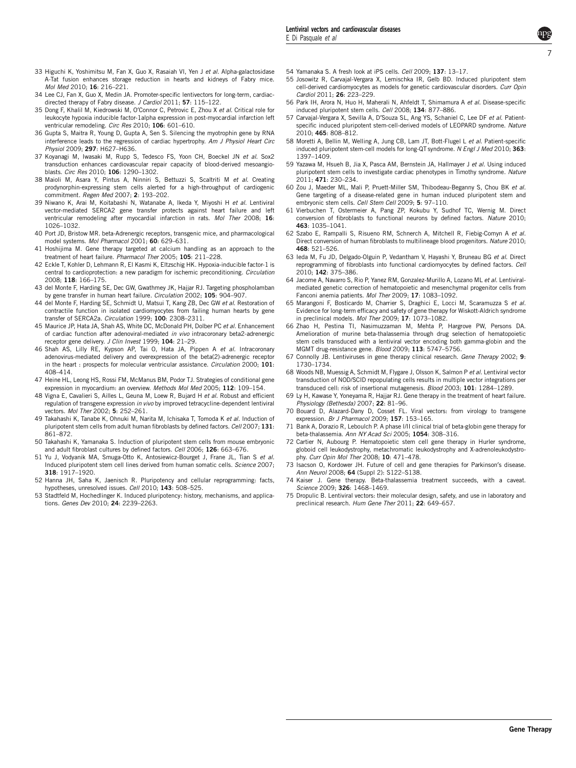33 Higuchi K, Yoshimitsu M, Fan X, Guo X, Rasaiah VI, Yen J *et al*. Alpha-galactosidase A-Tat fusion enhances storage reduction in hearts and kidneys of Fabry mice. *Mol Med* 2010; **16**: 216–221.

34 Lee CJ, Fan X, Guo X, Medin JA. Promoter-specific lentivectors for long-term, cardiac-directed therapy of Fabry disease. *J Cardiol* 2011; **57**: 115–122.

35 Dong F, Khalil M, Kiedrowski M, O'Connor C, Petrovic E, Zhou X *et al*. Critical role for leukocyte hypoxia inducible factor-1alpha expression in post-myocardial infarction left ventricular remodeling. *Circ Res* 2010; **106**: 601–610.

36 Gupta S, Maitra R, Young D, Gupta A, Sen S. Silencing the myotrophin gene by RNA interference leads to the regression of cardiac hypertrophy. *Am J Physiol Heart Circ Physiol* 2009; **297**: H627–H636.

37 Koyanagi M, Iwasaki M, Rupp S, Tedesco FS, Yoon CH, Boeckel JN *et al*. Sox2 transduction enhances cardiovascular repair capacity of blood-derived mesoangioblasts. *Circ Res* 2010; **106**: 1290–1302.

38 Maioli M, Asara Y, Pintus A, Ninniri S, Bettuzzi S, Scaltriti M *et al*. Creating prodynorphin-expressing stem cells alerted for a high-throughput of cardiogenic commitment. *Regen Med* 2007; **2**: 193–202.

39 Niwano K, Arai M, Koitabashi N, Watanabe A, Ikeda Y, Miyoshi H *et al*. Lentiviral vector-mediated SERCA2 gene transfer protects against heart failure and left ventricular remodeling after myocardial infarction in rats. *Mol Ther* 2008; **16**: 1026–1032.

40 Port JD, Bristow MR. beta-Adrenergic receptors, transgenic mice, and pharmacological model systems. *Mol Pharmacol* 2001; **60**: 629–631.

41 Hoshijima M. Gene therapy targeted at calcium handling as an approach to the treatment of heart failure. *Pharmacol Ther* 2005; **105**: 211–228.

42 Eckle T, Kohler D, Lehmann R, El Kasmi K, Eltzschig HK. Hypoxia-inducible factor-1 is central to cardioprotection: a new paradigm for ischemic preconditioning. *Circulation* 2008; **118**: 166–175.

43 del Monte F, Harding SE, Dec GW, Gwathmey JK, Hajjar RJ. Targeting phospholamban by gene transfer in human heart failure. *Circulation* 2002; **105**: 904–907.

44 del Monte F, Harding SE, Schmidt U, Matsui T, Kang ZB, Dec GW *et al*. Restoration of contractile function in isolated cardiomyocytes from failing human hearts by gene transfer of SERCA2a. *Circulation* 1999; **100**: 2308–2311.

45 Maurice JP, Hata JA, Shah AS, White DC, McDonald PH, Dolber PC *et al*. Enhancement of cardiac function after adenoviral-mediated *in vivo* intracoronary beta2-adrenergic receptor gene delivery. *J Clin Invest* 1999; **104**: 21–29.

46 Shah AS, Lilly RE, Kypson AP, Tai O, Hata JA, Pippen A *et al*. Intracoronary adenovirus-mediated delivery and overexpression of the beta(2)-adrenergic receptor in the heart : prospects for molecular ventricular assistance. *Circulation* 2000; **101**: 408–414.

47 Heine HL, Leong HS, Rossi FM, McManus BM, Podor TJ. Strategies of conditional gene expression in myocardium: an overview. *Methods Mol Med* 2005; **112**: 109–154.

48 Vigna E, Cavalieri S, Ailles L, Geuna M, Loew R, Bujard H *et al*. Robust and efficient regulation of transgene expression *in vivo* by improved tetracycline-dependent lentiviral vectors. *Mol Ther* 2002; **5**: 252–261.

49 Takahashi K, Tanabe K, Ohnuki M, Narita M, Ichisaka T, Tomoda K *et al*. Induction of pluripotent stem cells from adult human fibroblasts by defined factors. *Cell* 2007; **131**: 861–872.

50 Takahashi K, Yamanaka S. Induction of pluripotent stem cells from mouse embryonic and adult fibroblast cultures by defined factors. *Cell* 2006; **126**: 663–676.

51 Yu J, Vodyanik MA, Smuga-Otto K, Antosiewicz-Bourget J, Frane JL, Tian S *et al*. Induced pluripotent stem cell lines derived from human somatic cells. *Science* 2007; **318**: 1917–1920.

52 Hanna JH, Saha K, Jaenisch R. Pluripotency and cellular reprogramming: facts, hypotheses, unresolved issues. *Cell* 2010; **143**: 508–525.

53 Stadtfeld M, Hochedlinger K. Induced pluripotency: history, mechanisms, and applications. *Genes Dev* 2010; **24**: 2239–2263.

54 Yamanaka S. A fresh look at iPS cells. *Cell* 2009; **137**: 13–17.

55 Josowitz R, Carvajal-Vergara X, Lemischka IR, Gelb BD. Induced pluripotent stem cell-derived cardiomyocytes as models for genetic cardiovascular disorders. *Curr Opin Cardiol* 2011; **26**: 223–229.

56 Park IH, Arora N, Huo H, Maherali N, Ahfeldt T, Shimamura A *et al*. Disease-specific induced pluripotent stem cells. *Cell* 2008; **134**: 877–886.

57 Carvajal-Vergara X, Sevilla A, D'Souza SL, Ang YS, Schaniel C, Lee DF *et al*. Patient-specific induced pluripotent stem-cell-derived models of LEOPARD syndrome. *Nature* 2010; **465**: 808–812.

58 Moretti A, Bellin M, Welling A, Jung CB, Lam JT, Bott-Flugel L *et al*. Patient-specific induced pluripotent stem-cell models for long-QT syndrome. *N Engl J Med* 2010; **363**: 1397–1409.

59 Yazawa M, Hsueh B, Jia X, Pasca AM, Bernstein JA, Hallmayer J *et al*. Using induced pluripotent stem cells to investigate cardiac phenotypes in Timothy syndrome. *Nature* 2011; **471**: 230–234.

60 Zou J, Maeder ML, Mali P, Pruett-Miller SM, Thibodeau-Beganny S, Chou BK *et al*. Gene targeting of a disease-related gene in human induced pluripotent stem and embryonic stem cells. *Cell Stem Cell* 2009; **5**: 97–110.

61 Vierbuchen T, Ostermeier A, Pang ZP, Kokubu Y, Sudhof TC, Wernig M. Direct conversion of fibroblasts to functional neurons by defined factors. *Nature* 2010; **463**: 1035–1041.

62 Szabo E, Rampalli S, Risueno RM, Schnerch A, Mitchell R, Fiebig-Comyn A *et al*. Direct conversion of human fibroblasts to multilineage blood progenitors. *Nature* 2010; **468**: 521–526.

63 Ieda M, Fu JD, Delgado-Olguin P, Vedantham V, Hayashi Y, Bruneau BG *et al*. Direct reprogramming of fibroblasts into functional cardiomyocytes by defined factors. *Cell* 2010; **142**: 375–386.

64 Jacome A, Navarro S, Rio P, Yanez RM, Gonzalez-Murillo A, Lozano ML *et al*. Lentiviral-mediated genetic correction of hematopoietic and mesenchymal progenitor cells from Fanconi anemia patients. *Mol Ther* 2009; **17**: 1083–1092.

65 Marangoni F, Bosticardo M, Charrier S, Draghici E, Locci M, Scaramuzza S *et al*. Evidence for long-term efficacy and safety of gene therapy for Wiskott-Aldrich syndrome in preclinical models. *Mol Ther* 2009; **17**: 1073–1082.

66 Zhao H, Pestina TI, Nasimuzzaman M, Mehta P, Hargrove PW, Persons DA. Amelioration of murine beta-thalassemia through drug selection of hematopoietic stem cells transduced with a lentiviral vector encoding both gamma-globin and the MGMT drug-resistance gene. *Blood* 2009; **113**: 5747–5756.

67 Connolly JB. Lentiviruses in gene therapy clinical research. *Gene Therapy* 2002; **9**: 1730–1734.

68 Woods NB, Muessig A, Schmidt M, Flygare J, Olsson K, Salmon P *et al*. Lentiviral vector transduction of NOD/SCID repopulating cells results in multiple vector integrations per transduced cell: risk of insertional mutagenesis. *Blood* 2003; **101**: 1284–1289.

69 Ly H, Kawase Y, Yoneyama R, Hajjar RJ. Gene therapy in the treatment of heart failure. *Physiology (Bethesda)* 2007; **22**: 81–96.

70 Bouard D, Alazard-Dany D, Cosset FL. Viral vectors: from virology to transgene expression. *Br J Pharmacol* 2009; **157**: 153–165.

71 Bank A, Dorazio R, Leboulch P. A phase I/II clinical trial of beta-globin gene therapy for beta-thalassemia. *Ann NY Acad Sci* 2005; **1054**: 308–316.

72 Cartier N, Aubourg P. Hematopoietic stem cell gene therapy in Hurler syndrome, globoid cell leukodystrophy, metachromatic leukodystrophy and X-adrenoleukodystrophy. *Curr Opin Mol Ther* 2008; **10**: 471–478.

73 Isacson O, Kordower JH. Future of cell and gene therapies for Parkinson's disease. *Ann Neurol* 2008; **64** (Suppl 2): S122–S138.

74 Kaiser J. Gene therapy. Beta-thalassemia treatment succeeds, with a caveat. *Science* 2009; **326**: 1468–1469.

75 Dropulic B. Lentiviral vectors: their molecular design, safety, and use in laboratory and preclinical research. *Hum Gene Ther* 2011; **22**: 649–657.